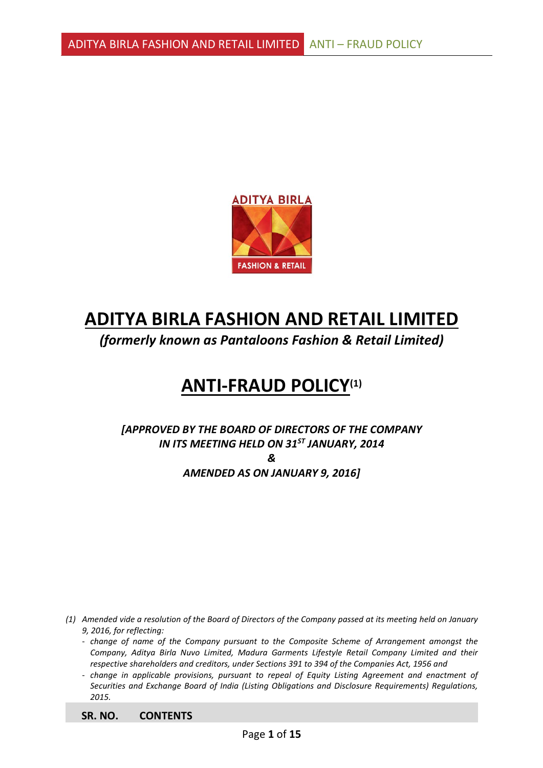# ADITYA BIRLA FASHION AND RETAIL LIMITED

*(formerly known as Pantaloons Fashion & Retail Limited)*

# ANTI-FRAUD POLICY[1]

***[APPROVED BY THE BOARD OF DIRECTORS OF THE COMPANY IN ITS MEETING HELD ON 31ST JANUARY, 2014 & AMENDED AS ON JANUARY 9, 2016]***

*(1) Amended vide a resolution of the Board of Directors of the Company passed at its meeting held on January 9, 2016, for reflecting:*

- *change of name of the Company pursuant to the Composite Scheme of Arrangement amongst the Company, Aditya Birla Nuvo Limited, Madura Garments Lifestyle Retail Company Limited and their respective shareholders and creditors, under Sections 391 to 394 of the Companies Act, 1956 and*
- *change in applicable provisions, pursuant to repeal of Equity Listing Agreement and enactment of Securities and Exchange Board of India (Listing Obligations and Disclosure Requirements) Regulations, 2015.*

| SR. NO. | CONTENTS |
| --- | --- |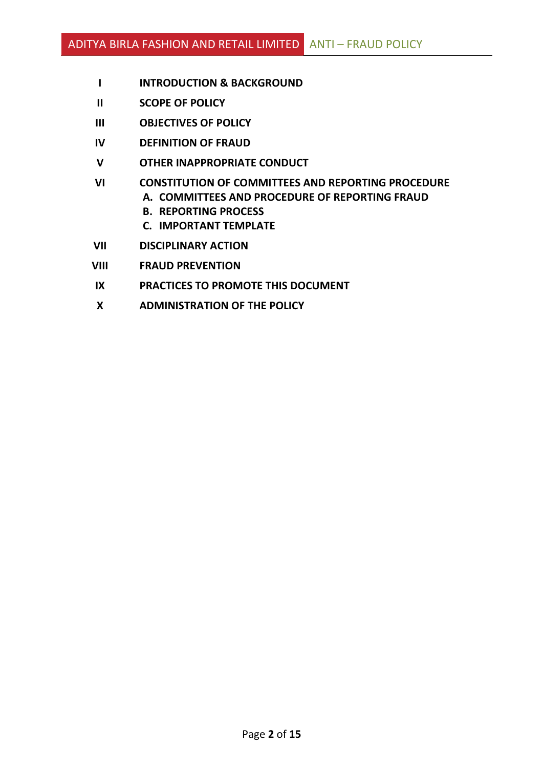| | |
|---|---|
| **I** | **INTRODUCTION & BACKGROUND** |
| **II** | **SCOPE OF POLICY** |
| **III** | **OBJECTIVES OF POLICY** |
| **IV** | **DEFINITION OF FRAUD** |
| **V** | **OTHER INAPPROPRIATE CONDUCT** |
| **VI** | **CONSTITUTION OF COMMITTEES AND REPORTING PROCEDURE**<br>**A. COMMITTEES AND PROCEDURE OF REPORTING FRAUD**<br>**B. REPORTING PROCESS**<br>**C. IMPORTANT TEMPLATE** |
| **VII** | **DISCIPLINARY ACTION** |
| **VIII** | **FRAUD PREVENTION** |
| **IX** | **PRACTICES TO PROMOTE THIS DOCUMENT** |
| **X** | **ADMINISTRATION OF THE POLICY** |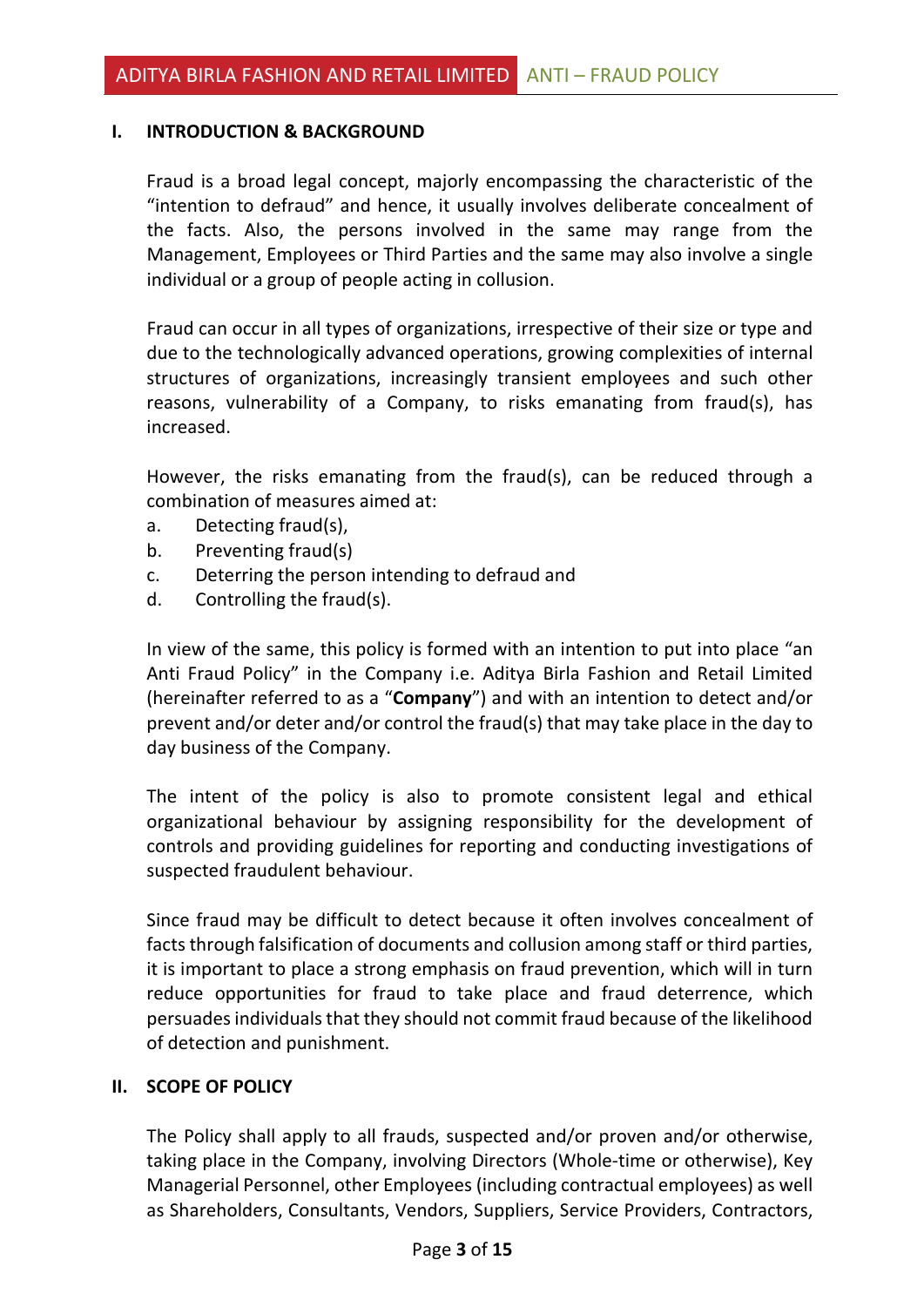## I. INTRODUCTION & BACKGROUND

Fraud is a broad legal concept, majorly encompassing the characteristic of the "intention to defraud" and hence, it usually involves deliberate concealment of the facts. Also, the persons involved in the same may range from the Management, Employees or Third Parties and the same may also involve a single individual or a group of people acting in collusion.

Fraud can occur in all types of organizations, irrespective of their size or type and due to the technologically advanced operations, growing complexities of internal structures of organizations, increasingly transient employees and such other reasons, vulnerability of a Company, to risks emanating from fraud(s), has increased.

However, the risks emanating from the fraud(s), can be reduced through a combination of measures aimed at:

a. Detecting fraud(s),
b. Preventing fraud(s)
c. Deterring the person intending to defraud and
d. Controlling the fraud(s).

In view of the same, this policy is formed with an intention to put into place "an Anti Fraud Policy" in the Company i.e. Aditya Birla Fashion and Retail Limited (hereinafter referred to as a "**Company**") and with an intention to detect and/or prevent and/or deter and/or control the fraud(s) that may take place in the day to day business of the Company.

The intent of the policy is also to promote consistent legal and ethical organizational behaviour by assigning responsibility for the development of controls and providing guidelines for reporting and conducting investigations of suspected fraudulent behaviour.

Since fraud may be difficult to detect because it often involves concealment of facts through falsification of documents and collusion among staff or third parties, it is important to place a strong emphasis on fraud prevention, which will in turn reduce opportunities for fraud to take place and fraud deterrence, which persuades individuals that they should not commit fraud because of the likelihood of detection and punishment.

## II. SCOPE OF POLICY

The Policy shall apply to all frauds, suspected and/or proven and/or otherwise, taking place in the Company, involving Directors (Whole-time or otherwise), Key Managerial Personnel, other Employees (including contractual employees) as well as Shareholders, Consultants, Vendors, Suppliers, Service Providers, Contractors,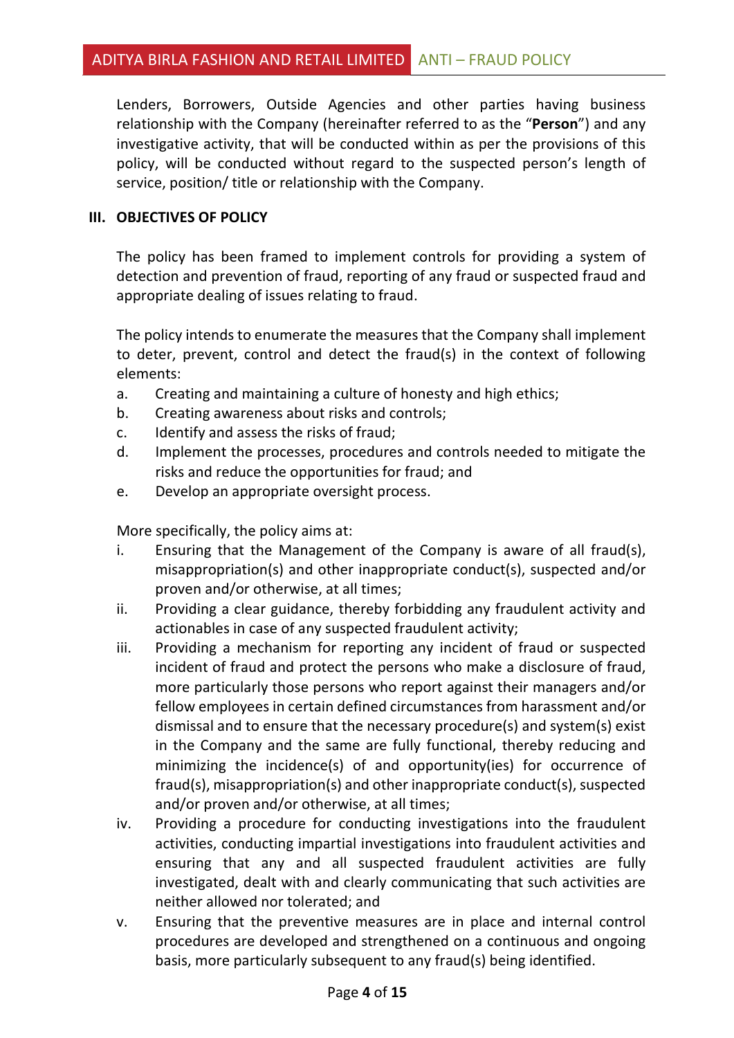Lenders, Borrowers, Outside Agencies and other parties having business relationship with the Company (hereinafter referred to as the "**Person**") and any investigative activity, that will be conducted within as per the provisions of this policy, will be conducted without regard to the suspected person's length of service, position/ title or relationship with the Company.

## III. OBJECTIVES OF POLICY

The policy has been framed to implement controls for providing a system of detection and prevention of fraud, reporting of any fraud or suspected fraud and appropriate dealing of issues relating to fraud.

The policy intends to enumerate the measures that the Company shall implement to deter, prevent, control and detect the fraud(s) in the context of following elements:

a. Creating and maintaining a culture of honesty and high ethics;
b. Creating awareness about risks and controls;
c. Identify and assess the risks of fraud;
d. Implement the processes, procedures and controls needed to mitigate the risks and reduce the opportunities for fraud; and
e. Develop an appropriate oversight process.

More specifically, the policy aims at:

i. Ensuring that the Management of the Company is aware of all fraud(s), misappropriation(s) and other inappropriate conduct(s), suspected and/or proven and/or otherwise, at all times;
ii. Providing a clear guidance, thereby forbidding any fraudulent activity and actionables in case of any suspected fraudulent activity;
iii. Providing a mechanism for reporting any incident of fraud or suspected incident of fraud and protect the persons who make a disclosure of fraud, more particularly those persons who report against their managers and/or fellow employees in certain defined circumstances from harassment and/or dismissal and to ensure that the necessary procedure(s) and system(s) exist in the Company and the same are fully functional, thereby reducing and minimizing the incidence(s) of and opportunity(ies) for occurrence of fraud(s), misappropriation(s) and other inappropriate conduct(s), suspected and/or proven and/or otherwise, at all times;
iv. Providing a procedure for conducting investigations into the fraudulent activities, conducting impartial investigations into fraudulent activities and ensuring that any and all suspected fraudulent activities are fully investigated, dealt with and clearly communicating that such activities are neither allowed nor tolerated; and
v. Ensuring that the preventive measures are in place and internal control procedures are developed and strengthened on a continuous and ongoing basis, more particularly subsequent to any fraud(s) being identified.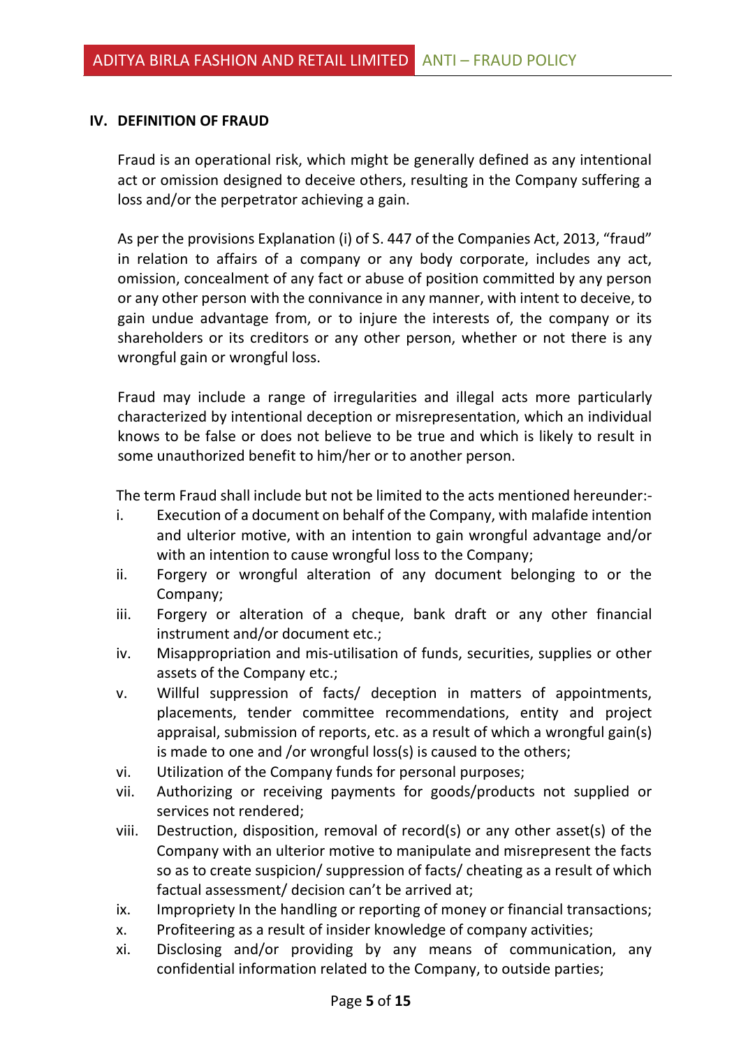## IV. DEFINITION OF FRAUD

Fraud is an operational risk, which might be generally defined as any intentional act or omission designed to deceive others, resulting in the Company suffering a loss and/or the perpetrator achieving a gain.

As per the provisions Explanation (i) of S. 447 of the Companies Act, 2013, "fraud" in relation to affairs of a company or any body corporate, includes any act, omission, concealment of any fact or abuse of position committed by any person or any other person with the connivance in any manner, with intent to deceive, to gain undue advantage from, or to injure the interests of, the company or its shareholders or its creditors or any other person, whether or not there is any wrongful gain or wrongful loss.

Fraud may include a range of irregularities and illegal acts more particularly characterized by intentional deception or misrepresentation, which an individual knows to be false or does not believe to be true and which is likely to result in some unauthorized benefit to him/her or to another person.

The term Fraud shall include but not be limited to the acts mentioned hereunder:-

i. Execution of a document on behalf of the Company, with malafide intention and ulterior motive, with an intention to gain wrongful advantage and/or with an intention to cause wrongful loss to the Company;
ii. Forgery or wrongful alteration of any document belonging to or the Company;
iii. Forgery or alteration of a cheque, bank draft or any other financial instrument and/or document etc.;
iv. Misappropriation and mis-utilisation of funds, securities, supplies or other assets of the Company etc.;
v. Willful suppression of facts/ deception in matters of appointments, placements, tender committee recommendations, entity and project appraisal, submission of reports, etc. as a result of which a wrongful gain(s) is made to one and /or wrongful loss(s) is caused to the others;
vi. Utilization of the Company funds for personal purposes;
vii. Authorizing or receiving payments for goods/products not supplied or services not rendered;
viii. Destruction, disposition, removal of record(s) or any other asset(s) of the Company with an ulterior motive to manipulate and misrepresent the facts so as to create suspicion/ suppression of facts/ cheating as a result of which factual assessment/ decision can't be arrived at;
ix. Impropriety In the handling or reporting of money or financial transactions;
x. Profiteering as a result of insider knowledge of company activities;
xi. Disclosing and/or providing by any means of communication, any confidential information related to the Company, to outside parties;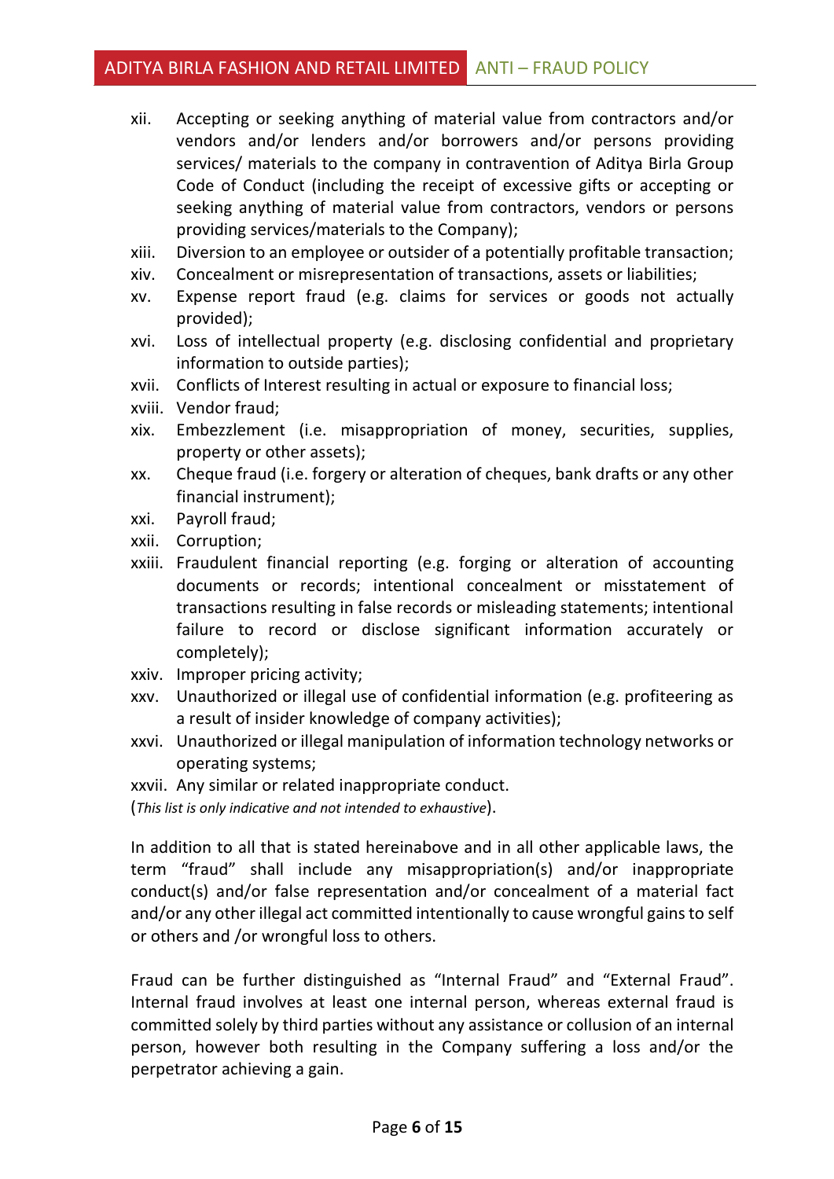xii. Accepting or seeking anything of material value from contractors and/or vendors and/or lenders and/or borrowers and/or persons providing services/ materials to the company in contravention of Aditya Birla Group Code of Conduct (including the receipt of excessive gifts or accepting or seeking anything of material value from contractors, vendors or persons providing services/materials to the Company);
xiii. Diversion to an employee or outsider of a potentially profitable transaction;
xiv. Concealment or misrepresentation of transactions, assets or liabilities;
xv. Expense report fraud (e.g. claims for services or goods not actually provided);
xvi. Loss of intellectual property (e.g. disclosing confidential and proprietary information to outside parties);
xvii. Conflicts of Interest resulting in actual or exposure to financial loss;
xviii. Vendor fraud;
xix. Embezzlement (i.e. misappropriation of money, securities, supplies, property or other assets);
xx. Cheque fraud (i.e. forgery or alteration of cheques, bank drafts or any other financial instrument);
xxi. Payroll fraud;
xxii. Corruption;
xxiii. Fraudulent financial reporting (e.g. forging or alteration of accounting documents or records; intentional concealment or misstatement of transactions resulting in false records or misleading statements; intentional failure to record or disclose significant information accurately or completely);
xxiv. Improper pricing activity;
xxv. Unauthorized or illegal use of confidential information (e.g. profiteering as a result of insider knowledge of company activities);
xxvi. Unauthorized or illegal manipulation of information technology networks or operating systems;
xxvii. Any similar or related inappropriate conduct.

(*This list is only indicative and not intended to exhaustive*).

In addition to all that is stated hereinabove and in all other applicable laws, the term "fraud" shall include any misappropriation(s) and/or inappropriate conduct(s) and/or false representation and/or concealment of a material fact and/or any other illegal act committed intentionally to cause wrongful gains to self or others and /or wrongful loss to others.

Fraud can be further distinguished as "Internal Fraud" and "External Fraud". Internal fraud involves at least one internal person, whereas external fraud is committed solely by third parties without any assistance or collusion of an internal person, however both resulting in the Company suffering a loss and/or the perpetrator achieving a gain.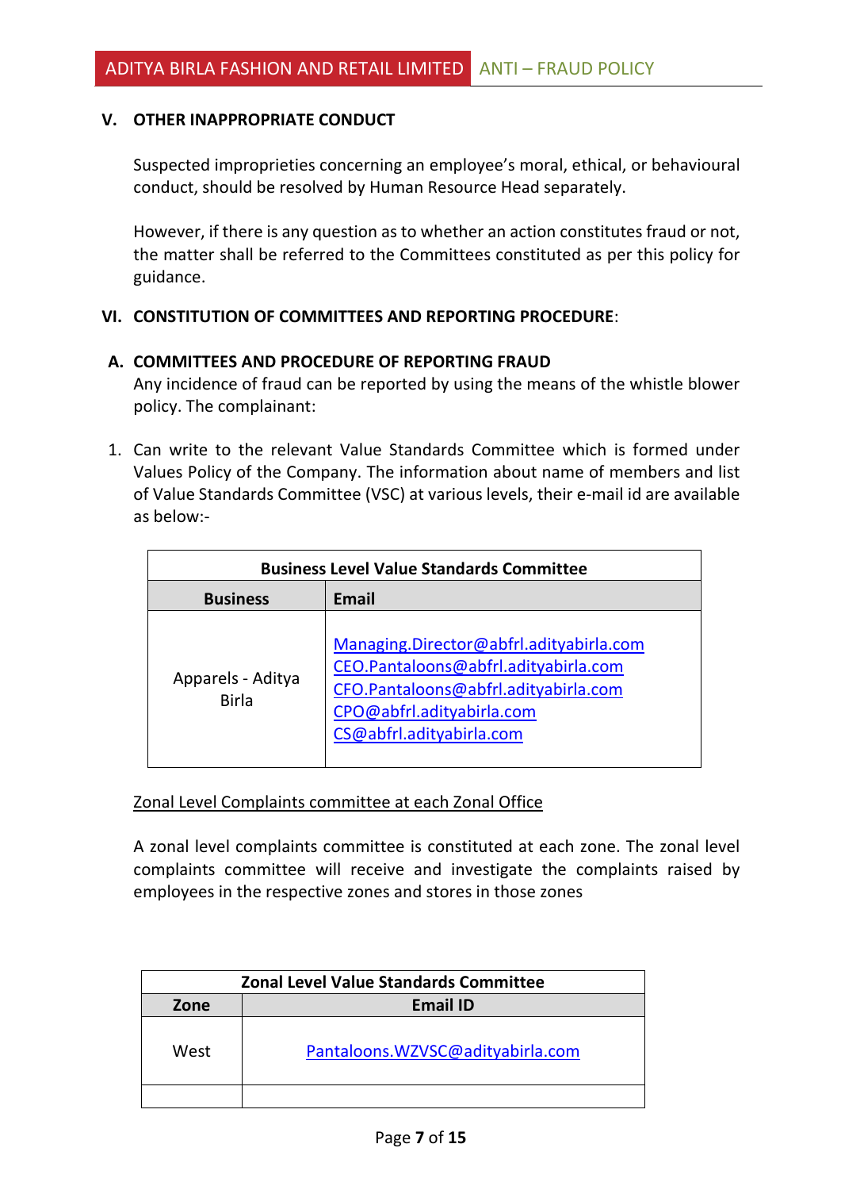### V. OTHER INAPPROPRIATE CONDUCT

Suspected improprieties concerning an employee's moral, ethical, or behavioural conduct, should be resolved by Human Resource Head separately.

However, if there is any question as to whether an action constitutes fraud or not, the matter shall be referred to the Committees constituted as per this policy for guidance.

### VI. CONSTITUTION OF COMMITTEES AND REPORTING PROCEDURE:

#### A. COMMITTEES AND PROCEDURE OF REPORTING FRAUD

Any incidence of fraud can be reported by using the means of the whistle blower policy. The complainant:

1. Can write to the relevant Value Standards Committee which is formed under Values Policy of the Company. The information about name of members and list of Value Standards Committee (VSC) at various levels, their e-mail id are available as below:-

| Business Level Value Standards Committee | |
|---|---|
| **Business** | **Email** |
| Apparels - Aditya Birla | Managing.Director@abfrl.adityabirla.com<br>CEO.Pantaloons@abfrl.adityabirla.com<br>CFO.Pantaloons@abfrl.adityabirla.com<br>CPO@abfrl.adityabirla.com<br>CS@abfrl.adityabirla.com |

<u>Zonal Level Complaints committee at each Zonal Office</u>

A zonal level complaints committee is constituted at each zone. The zonal level complaints committee will receive and investigate the complaints raised by employees in the respective zones and stores in those zones

| Zonal Level Value Standards Committee | |
|---|---|
| **Zone** | **Email ID** |
| West | Pantaloons.WZVSC@adityabirla.com |
| | |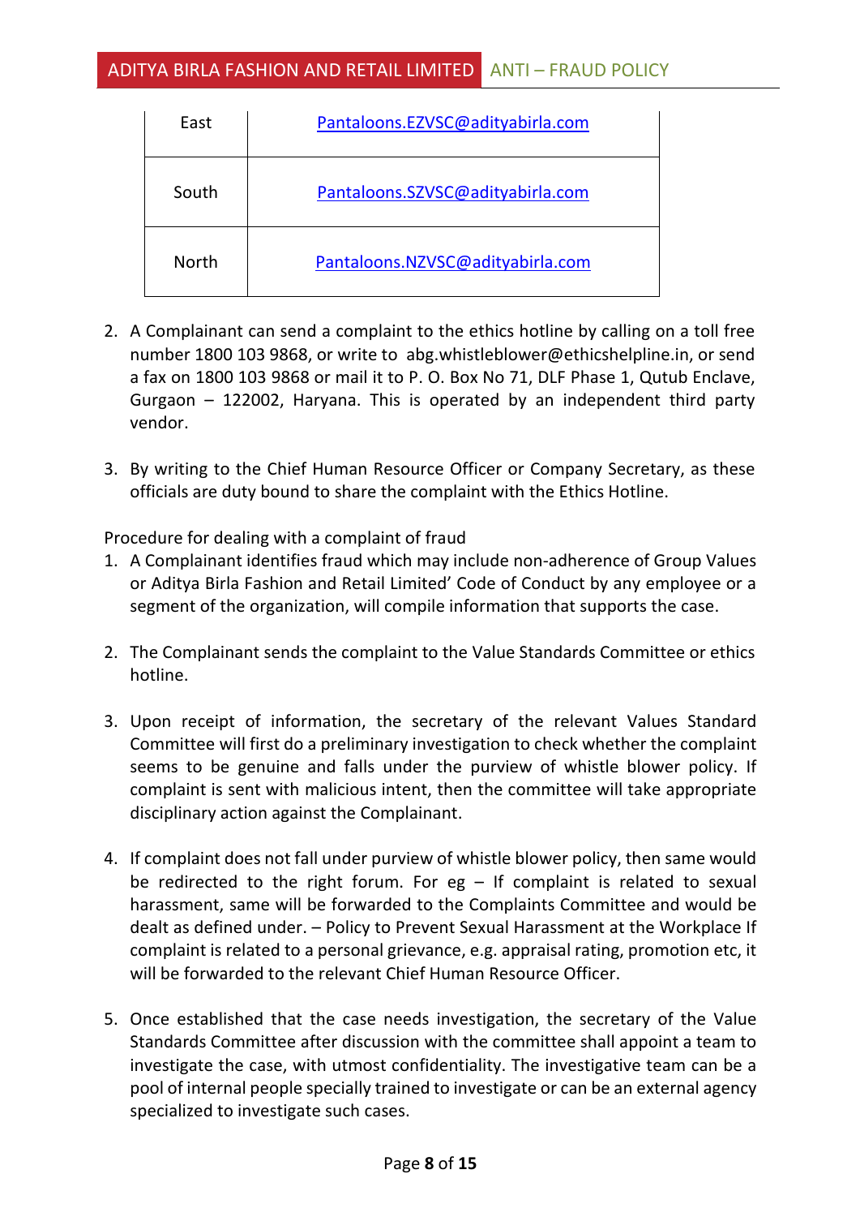| East | Pantaloons.EZVSC@adityabirla.com |
|---|---|
| South | Pantaloons.SZVSC@adityabirla.com |
| North | Pantaloons.NZVSC@adityabirla.com |

2. A Complainant can send a complaint to the ethics hotline by calling on a toll free number 1800 103 9868, or write to abg.whistleblower@ethicshelpline.in, or send a fax on 1800 103 9868 or mail it to P. O. Box No 71, DLF Phase 1, Qutub Enclave, Gurgaon – 122002, Haryana. This is operated by an independent third party vendor.

3. By writing to the Chief Human Resource Officer or Company Secretary, as these officials are duty bound to share the complaint with the Ethics Hotline.

Procedure for dealing with a complaint of fraud

1. A Complainant identifies fraud which may include non-adherence of Group Values or Aditya Birla Fashion and Retail Limited' Code of Conduct by any employee or a segment of the organization, will compile information that supports the case.

2. The Complainant sends the complaint to the Value Standards Committee or ethics hotline.

3. Upon receipt of information, the secretary of the relevant Values Standard Committee will first do a preliminary investigation to check whether the complaint seems to be genuine and falls under the purview of whistle blower policy. If complaint is sent with malicious intent, then the committee will take appropriate disciplinary action against the Complainant.

4. If complaint does not fall under purview of whistle blower policy, then same would be redirected to the right forum. For eg – If complaint is related to sexual harassment, same will be forwarded to the Complaints Committee and would be dealt as defined under. – Policy to Prevent Sexual Harassment at the Workplace If complaint is related to a personal grievance, e.g. appraisal rating, promotion etc, it will be forwarded to the relevant Chief Human Resource Officer.

5. Once established that the case needs investigation, the secretary of the Value Standards Committee after discussion with the committee shall appoint a team to investigate the case, with utmost confidentiality. The investigative team can be a pool of internal people specially trained to investigate or can be an external agency specialized to investigate such cases.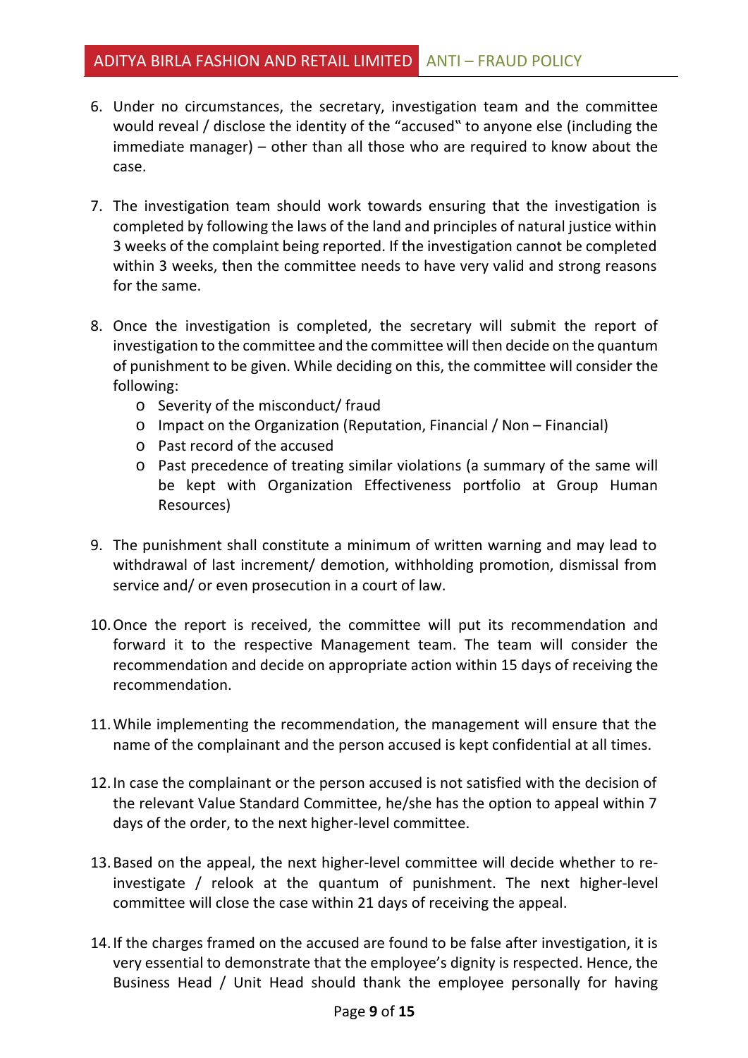6. Under no circumstances, the secretary, investigation team and the committee would reveal / disclose the identity of the "accused" to anyone else (including the immediate manager) – other than all those who are required to know about the case.

7. The investigation team should work towards ensuring that the investigation is completed by following the laws of the land and principles of natural justice within 3 weeks of the complaint being reported. If the investigation cannot be completed within 3 weeks, then the committee needs to have very valid and strong reasons for the same.

8. Once the investigation is completed, the secretary will submit the report of investigation to the committee and the committee will then decide on the quantum of punishment to be given. While deciding on this, the committee will consider the following:
   - Severity of the misconduct/ fraud
   - Impact on the Organization (Reputation, Financial / Non – Financial)
   - Past record of the accused
   - Past precedence of treating similar violations (a summary of the same will be kept with Organization Effectiveness portfolio at Group Human Resources)

9. The punishment shall constitute a minimum of written warning and may lead to withdrawal of last increment/ demotion, withholding promotion, dismissal from service and/ or even prosecution in a court of law.

10. Once the report is received, the committee will put its recommendation and forward it to the respective Management team. The team will consider the recommendation and decide on appropriate action within 15 days of receiving the recommendation.

11. While implementing the recommendation, the management will ensure that the name of the complainant and the person accused is kept confidential at all times.

12. In case the complainant or the person accused is not satisfied with the decision of the relevant Value Standard Committee, he/she has the option to appeal within 7 days of the order, to the next higher-level committee.

13. Based on the appeal, the next higher-level committee will decide whether to re-investigate / relook at the quantum of punishment. The next higher-level committee will close the case within 21 days of receiving the appeal.

14. If the charges framed on the accused are found to be false after investigation, it is very essential to demonstrate that the employee's dignity is respected. Hence, the Business Head / Unit Head should thank the employee personally for having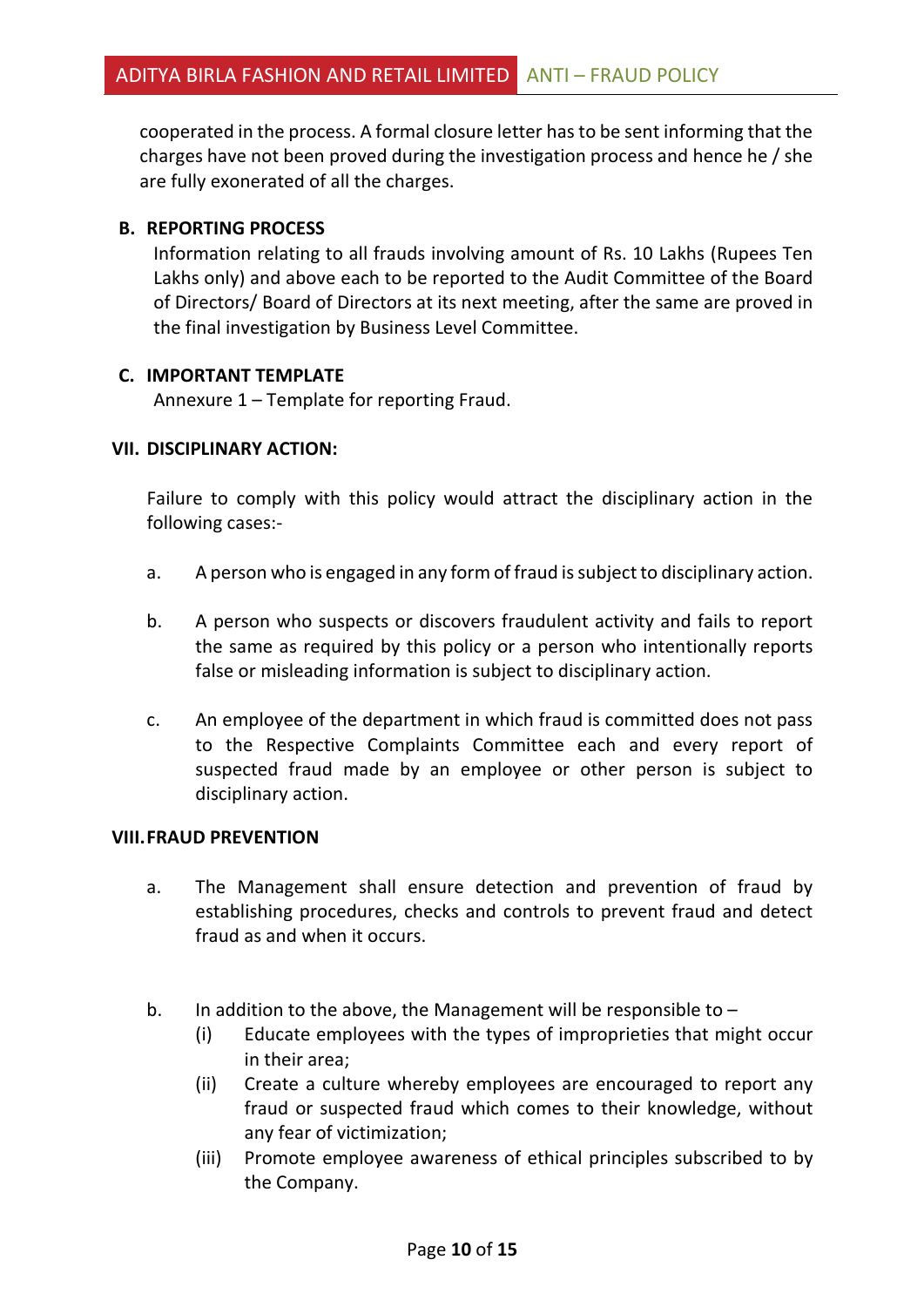cooperated in the process. A formal closure letter has to be sent informing that the charges have not been proved during the investigation process and hence he / she are fully exonerated of all the charges.

### B. REPORTING PROCESS

Information relating to all frauds involving amount of Rs. 10 Lakhs (Rupees Ten Lakhs only) and above each to be reported to the Audit Committee of the Board of Directors/ Board of Directors at its next meeting, after the same are proved in the final investigation by Business Level Committee.

### C. IMPORTANT TEMPLATE

Annexure 1 – Template for reporting Fraud.

## VII. DISCIPLINARY ACTION:

Failure to comply with this policy would attract the disciplinary action in the following cases:-

a. A person who is engaged in any form of fraud is subject to disciplinary action.

b. A person who suspects or discovers fraudulent activity and fails to report the same as required by this policy or a person who intentionally reports false or misleading information is subject to disciplinary action.

c. An employee of the department in which fraud is committed does not pass to the Respective Complaints Committee each and every report of suspected fraud made by an employee or other person is subject to disciplinary action.

## VIII. FRAUD PREVENTION

a. The Management shall ensure detection and prevention of fraud by establishing procedures, checks and controls to prevent fraud and detect fraud as and when it occurs.

b. In addition to the above, the Management will be responsible to –
   (i) Educate employees with the types of improprieties that might occur in their area;
   (ii) Create a culture whereby employees are encouraged to report any fraud or suspected fraud which comes to their knowledge, without any fear of victimization;
   (iii) Promote employee awareness of ethical principles subscribed to by the Company.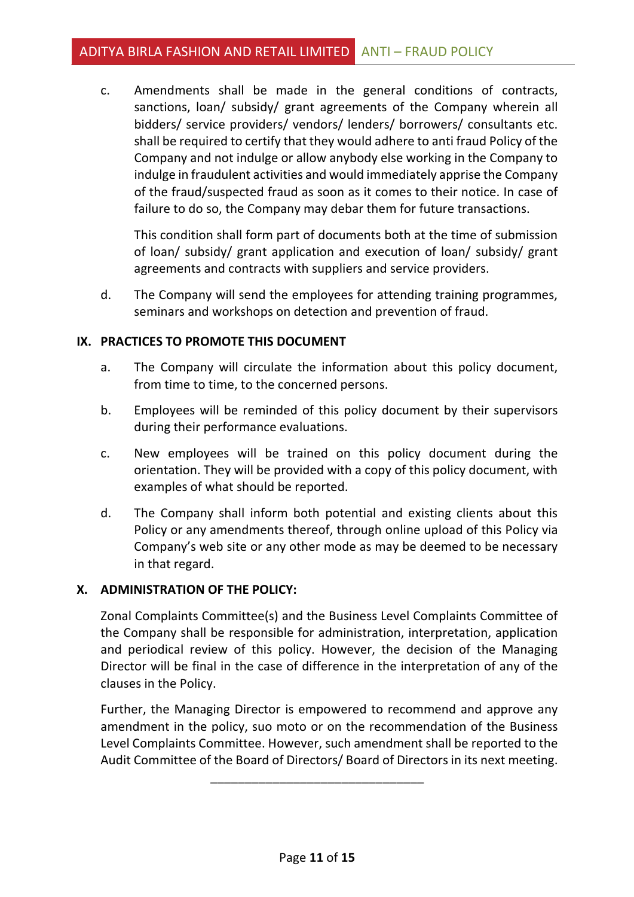c. Amendments shall be made in the general conditions of contracts, sanctions, loan/ subsidy/ grant agreements of the Company wherein all bidders/ service providers/ vendors/ lenders/ borrowers/ consultants etc. shall be required to certify that they would adhere to anti fraud Policy of the Company and not indulge or allow anybody else working in the Company to indulge in fraudulent activities and would immediately apprise the Company of the fraud/suspected fraud as soon as it comes to their notice. In case of failure to do so, the Company may debar them for future transactions.

   This condition shall form part of documents both at the time of submission of loan/ subsidy/ grant application and execution of loan/ subsidy/ grant agreements and contracts with suppliers and service providers.

d. The Company will send the employees for attending training programmes, seminars and workshops on detection and prevention of fraud.

**IX. PRACTICES TO PROMOTE THIS DOCUMENT**

a. The Company will circulate the information about this policy document, from time to time, to the concerned persons.

b. Employees will be reminded of this policy document by their supervisors during their performance evaluations.

c. New employees will be trained on this policy document during the orientation. They will be provided with a copy of this policy document, with examples of what should be reported.

d. The Company shall inform both potential and existing clients about this Policy or any amendments thereof, through online upload of this Policy via Company's web site or any other mode as may be deemed to be necessary in that regard.

**X. ADMINISTRATION OF THE POLICY:**

Zonal Complaints Committee(s) and the Business Level Complaints Committee of the Company shall be responsible for administration, interpretation, application and periodical review of this policy. However, the decision of the Managing Director will be final in the case of difference in the interpretation of any of the clauses in the Policy.

Further, the Managing Director is empowered to recommend and approve any amendment in the policy, suo moto or on the recommendation of the Business Level Complaints Committee. However, such amendment shall be reported to the Audit Committee of the Board of Directors/ Board of Directors in its next meeting.

\_\_\_\_\_\_\_\_\_\_\_\_\_\_\_\_\_\_\_\_\_\_\_\_\_\_\_\_\_\_\_\_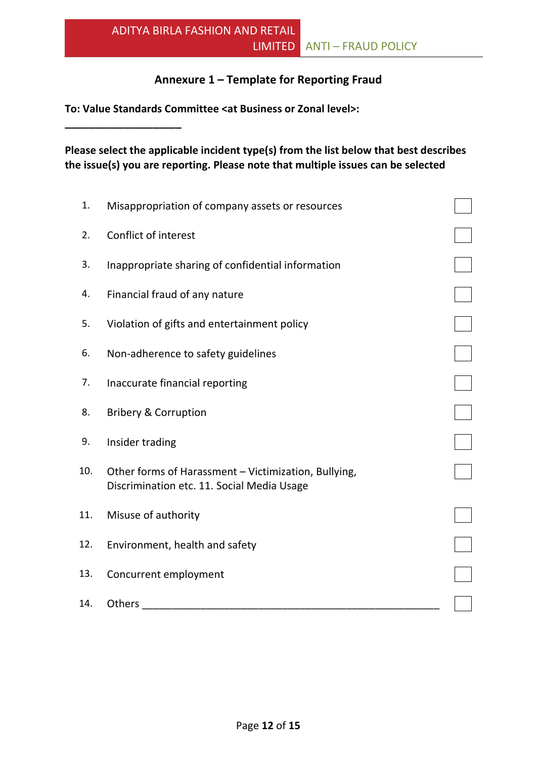## Annexure 1 – Template for Reporting Fraud

**To: Value Standards Committee <at Business or Zonal level>:**

**____________________**

**Please select the applicable incident type(s) from the list below that best describes the issue(s) you are reporting. Please note that multiple issues can be selected**

| No. | Incident type | Select |
|---|---|---|
| 1. | Misappropriation of company assets or resources | ☐ |
| 2. | Conflict of interest | ☐ |
| 3. | Inappropriate sharing of confidential information | ☐ |
| 4. | Financial fraud of any nature | ☐ |
| 5. | Violation of gifts and entertainment policy | ☐ |
| 6. | Non-adherence to safety guidelines | ☐ |
| 7. | Inaccurate financial reporting | ☐ |
| 8. | Bribery & Corruption | ☐ |
| 9. | Insider trading | ☐ |
| 10. | Other forms of Harassment – Victimization, Bullying, Discrimination etc. 11. Social Media Usage | ☐ |
| 11. | Misuse of authority | ☐ |
| 12. | Environment, health and safety | ☐ |
| 13. | Concurrent employment | ☐ |
| 14. | Others ____________________________________________________ | ☐ |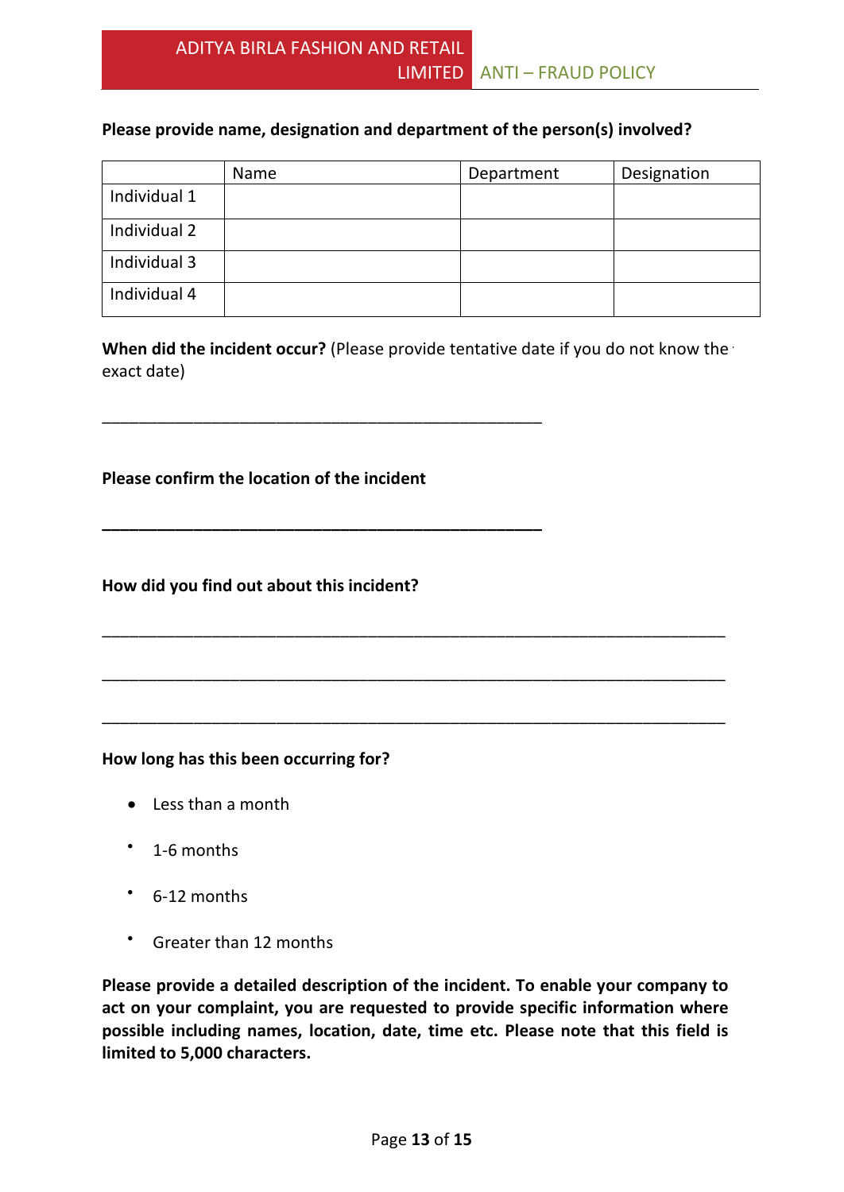**Please provide name, designation and department of the person(s) involved?**

| | Name | Department | Designation |
|---|---|---|---|
| Individual 1 | | | |
| Individual 2 | | | |
| Individual 3 | | | |
| Individual 4 | | | |

**When did the incident occur?** (Please provide tentative date if you do not know the exact date)

_______________________________________________

**Please confirm the location of the incident**

_______________________________________________

**How did you find out about this incident?**

___________________________________________________________________

___________________________________________________________________

___________________________________________________________________

**How long has this been occurring for?**

- Less than a month
- 1-6 months
- 6-12 months
- Greater than 12 months

**Please provide a detailed description of the incident. To enable your company to act on your complaint, you are requested to provide specific information where possible including names, location, date, time etc. Please note that this field is limited to 5,000 characters.**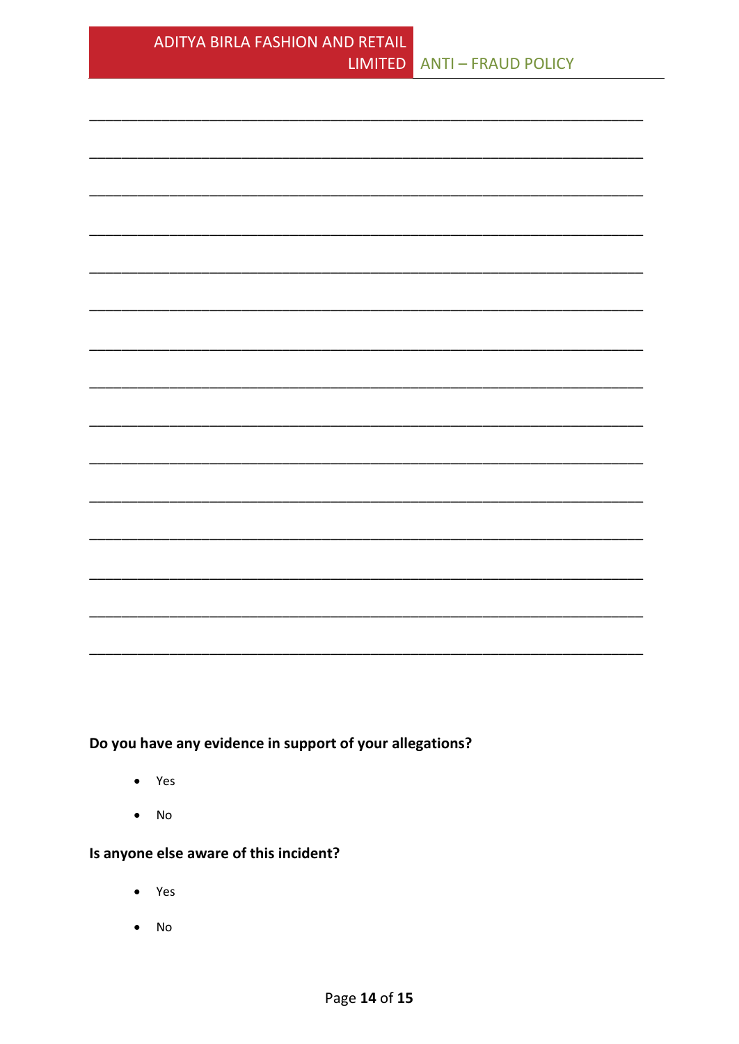\_\_\_\_\_\_\_\_\_\_\_\_\_\_\_\_\_\_\_\_\_\_\_\_\_\_\_\_\_\_\_\_\_\_\_\_\_\_\_\_\_\_\_\_\_\_\_\_\_\_\_\_\_\_\_\_\_\_\_\_\_\_\_\_\_\_\_\_\_\_\_\_\_\_\_\_\_\_

\_\_\_\_\_\_\_\_\_\_\_\_\_\_\_\_\_\_\_\_\_\_\_\_\_\_\_\_\_\_\_\_\_\_\_\_\_\_\_\_\_\_\_\_\_\_\_\_\_\_\_\_\_\_\_\_\_\_\_\_\_\_\_\_\_\_\_\_\_\_\_\_\_\_\_\_\_\_

\_\_\_\_\_\_\_\_\_\_\_\_\_\_\_\_\_\_\_\_\_\_\_\_\_\_\_\_\_\_\_\_\_\_\_\_\_\_\_\_\_\_\_\_\_\_\_\_\_\_\_\_\_\_\_\_\_\_\_\_\_\_\_\_\_\_\_\_\_\_\_\_\_\_\_\_\_\_

\_\_\_\_\_\_\_\_\_\_\_\_\_\_\_\_\_\_\_\_\_\_\_\_\_\_\_\_\_\_\_\_\_\_\_\_\_\_\_\_\_\_\_\_\_\_\_\_\_\_\_\_\_\_\_\_\_\_\_\_\_\_\_\_\_\_\_\_\_\_\_\_\_\_\_\_\_\_

\_\_\_\_\_\_\_\_\_\_\_\_\_\_\_\_\_\_\_\_\_\_\_\_\_\_\_\_\_\_\_\_\_\_\_\_\_\_\_\_\_\_\_\_\_\_\_\_\_\_\_\_\_\_\_\_\_\_\_\_\_\_\_\_\_\_\_\_\_\_\_\_\_\_\_\_\_\_

\_\_\_\_\_\_\_\_\_\_\_\_\_\_\_\_\_\_\_\_\_\_\_\_\_\_\_\_\_\_\_\_\_\_\_\_\_\_\_\_\_\_\_\_\_\_\_\_\_\_\_\_\_\_\_\_\_\_\_\_\_\_\_\_\_\_\_\_\_\_\_\_\_\_\_\_\_\_

\_\_\_\_\_\_\_\_\_\_\_\_\_\_\_\_\_\_\_\_\_\_\_\_\_\_\_\_\_\_\_\_\_\_\_\_\_\_\_\_\_\_\_\_\_\_\_\_\_\_\_\_\_\_\_\_\_\_\_\_\_\_\_\_\_\_\_\_\_\_\_\_\_\_\_\_\_\_

\_\_\_\_\_\_\_\_\_\_\_\_\_\_\_\_\_\_\_\_\_\_\_\_\_\_\_\_\_\_\_\_\_\_\_\_\_\_\_\_\_\_\_\_\_\_\_\_\_\_\_\_\_\_\_\_\_\_\_\_\_\_\_\_\_\_\_\_\_\_\_\_\_\_\_\_\_\_

\_\_\_\_\_\_\_\_\_\_\_\_\_\_\_\_\_\_\_\_\_\_\_\_\_\_\_\_\_\_\_\_\_\_\_\_\_\_\_\_\_\_\_\_\_\_\_\_\_\_\_\_\_\_\_\_\_\_\_\_\_\_\_\_\_\_\_\_\_\_\_\_\_\_\_\_\_\_

\_\_\_\_\_\_\_\_\_\_\_\_\_\_\_\_\_\_\_\_\_\_\_\_\_\_\_\_\_\_\_\_\_\_\_\_\_\_\_\_\_\_\_\_\_\_\_\_\_\_\_\_\_\_\_\_\_\_\_\_\_\_\_\_\_\_\_\_\_\_\_\_\_\_\_\_\_\_

\_\_\_\_\_\_\_\_\_\_\_\_\_\_\_\_\_\_\_\_\_\_\_\_\_\_\_\_\_\_\_\_\_\_\_\_\_\_\_\_\_\_\_\_\_\_\_\_\_\_\_\_\_\_\_\_\_\_\_\_\_\_\_\_\_\_\_\_\_\_\_\_\_\_\_\_\_\_

\_\_\_\_\_\_\_\_\_\_\_\_\_\_\_\_\_\_\_\_\_\_\_\_\_\_\_\_\_\_\_\_\_\_\_\_\_\_\_\_\_\_\_\_\_\_\_\_\_\_\_\_\_\_\_\_\_\_\_\_\_\_\_\_\_\_\_\_\_\_\_\_\_\_\_\_\_\_

\_\_\_\_\_\_\_\_\_\_\_\_\_\_\_\_\_\_\_\_\_\_\_\_\_\_\_\_\_\_\_\_\_\_\_\_\_\_\_\_\_\_\_\_\_\_\_\_\_\_\_\_\_\_\_\_\_\_\_\_\_\_\_\_\_\_\_\_\_\_\_\_\_\_\_\_\_\_

\_\_\_\_\_\_\_\_\_\_\_\_\_\_\_\_\_\_\_\_\_\_\_\_\_\_\_\_\_\_\_\_\_\_\_\_\_\_\_\_\_\_\_\_\_\_\_\_\_\_\_\_\_\_\_\_\_\_\_\_\_\_\_\_\_\_\_\_\_\_\_\_\_\_\_\_\_\_

\_\_\_\_\_\_\_\_\_\_\_\_\_\_\_\_\_\_\_\_\_\_\_\_\_\_\_\_\_\_\_\_\_\_\_\_\_\_\_\_\_\_\_\_\_\_\_\_\_\_\_\_\_\_\_\_\_\_\_\_\_\_\_\_\_\_\_\_\_\_\_\_\_\_\_\_\_\_

**Do you have any evidence in support of your allegations?**

- Yes
- No

**Is anyone else aware of this incident?**

- Yes
- No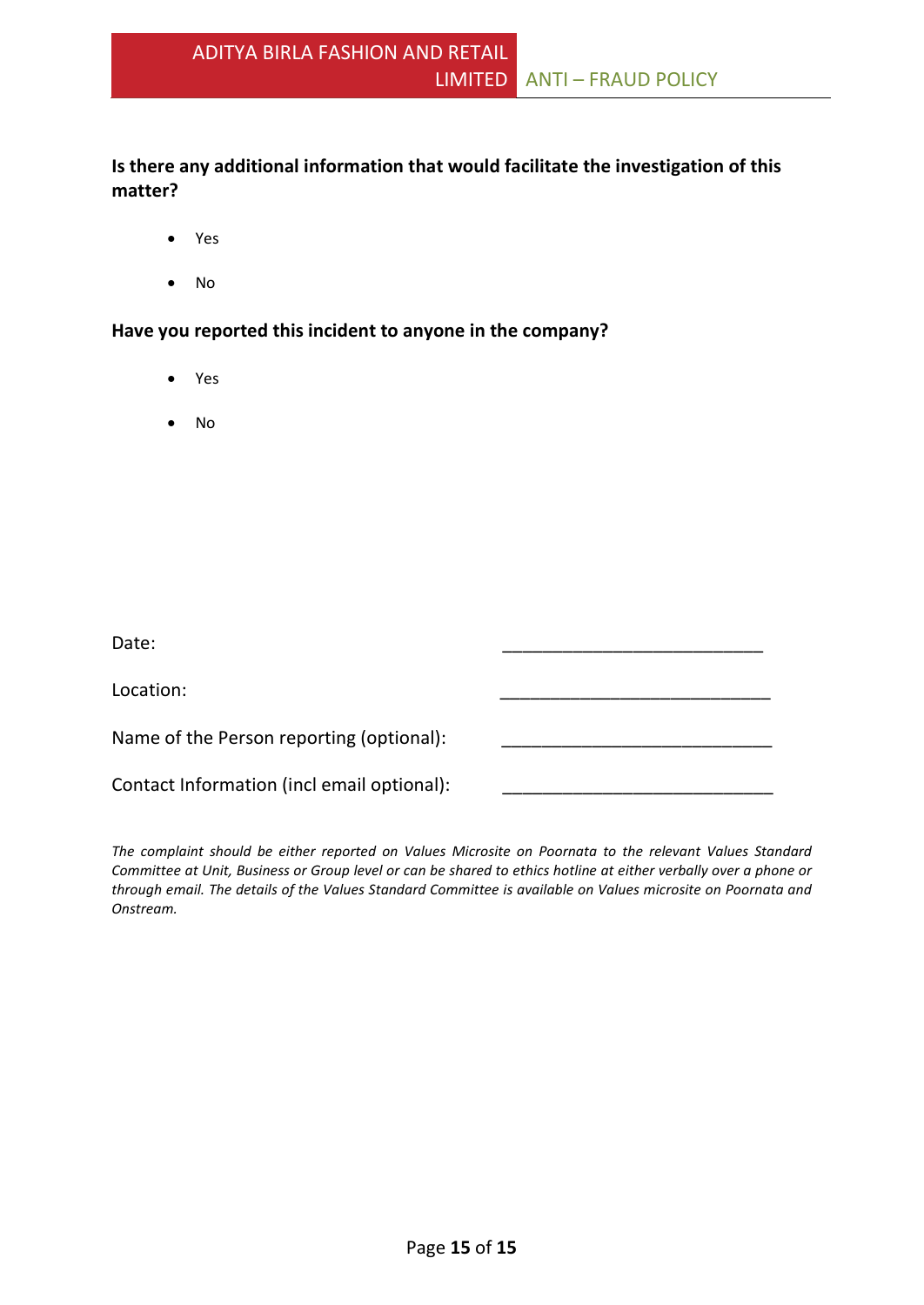**Is there any additional information that would facilitate the investigation of this matter?**

- Yes
- No

**Have you reported this incident to anyone in the company?**

- Yes
- No

Date: ___________________________

Location: ____________________________

Name of the Person reporting (optional): ____________________________

Contact Information (incl email optional): ____________________________

*The complaint should be either reported on Values Microsite on Poornata to the relevant Values Standard Committee at Unit, Business or Group level or can be shared to ethics hotline at either verbally over a phone or through email. The details of the Values Standard Committee is available on Values microsite on Poornata and Onstream.*